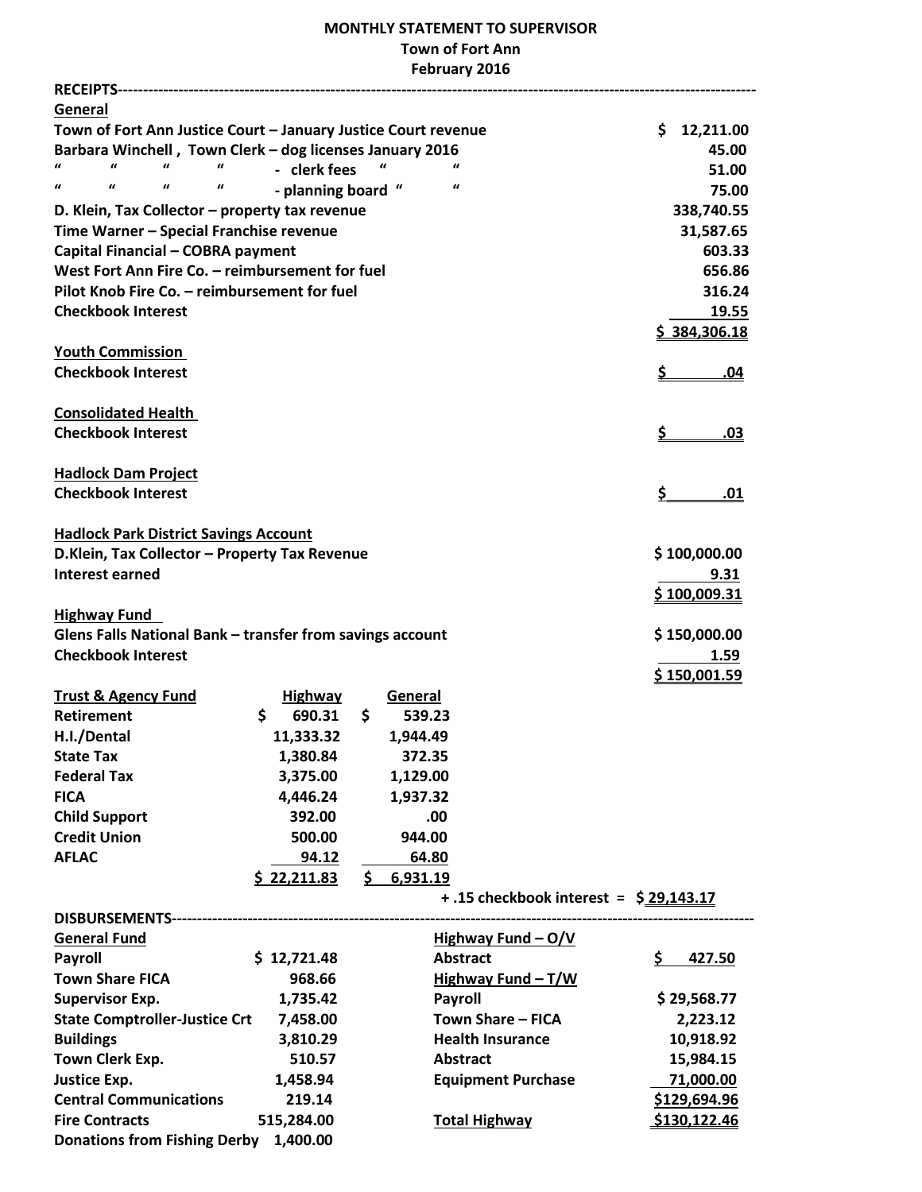# MONTHLY STATEMENT TO SUPERVISOR

## Town of Fort Ann

## February 2016

**RECEIPTS**

**General**

| | |
|---|---|
| Town of Fort Ann Justice Court – January Justice Court revenue | $ 12,211.00 |
| Barbara Winchell , Town Clerk – dog licenses January 2016 | 45.00 |
| " " " " - clerk fees " " | 51.00 |
| " " " " - planning board " " | 75.00 |
| D. Klein, Tax Collector – property tax revenue | 338,740.55 |
| Time Warner – Special Franchise revenue | 31,587.65 |
| Capital Financial – COBRA payment | 603.33 |
| West Fort Ann Fire Co. – reimbursement for fuel | 656.86 |
| Pilot Knob Fire Co. – reimbursement for fuel | 316.24 |
| Checkbook Interest | 19.55 |
| | $ 384,306.18 |

**Youth Commission**

| | |
|---|---|
| Checkbook Interest | $ .04 |

**Consolidated Health**

| | |
|---|---|
| Checkbook Interest | $ .03 |

**Hadlock Dam Project**

| | |
|---|---|
| Checkbook Interest | $ .01 |

**Hadlock Park District Savings Account**

| | |
|---|---|
| D.Klein, Tax Collector – Property Tax Revenue | $ 100,000.00 |
| Interest earned | 9.31 |
| | $ 100,009.31 |

**Highway Fund**

| | |
|---|---|
| Glens Falls National Bank – transfer from savings account | $ 150,000.00 |
| Checkbook Interest | 1.59 |
| | $ 150,001.59 |

| Trust & Agency Fund | Highway | General |
|---|---|---|
| Retirement | $ 690.31 | $ 539.23 |
| H.I./Dental | 11,333.32 | 1,944.49 |
| State Tax | 1,380.84 | 372.35 |
| Federal Tax | 3,375.00 | 1,129.00 |
| FICA | 4,446.24 | 1,937.32 |
| Child Support | 392.00 | .00 |
| Credit Union | 500.00 | 944.00 |
| AFLAC | 94.12 | 64.80 |
| | $ 22,211.83 | $ 6,931.19 |

+ .15 checkbook interest = $ 29,143.17

**DISBURSEMENTS**

| General Fund | |
|---|---|
| Payroll | $ 12,721.48 |
| Town Share FICA | 968.66 |
| Supervisor Exp. | 1,735.42 |
| State Comptroller-Justice Crt | 7,458.00 |
| Buildings | 3,810.29 |
| Town Clerk Exp. | 510.57 |
| Justice Exp. | 1,458.94 |
| Central Communications | 219.14 |
| Fire Contracts | 515,284.00 |
| Donations from Fishing Derby | 1,400.00 |

| Highway Fund – O/V | |
|---|---|
| Abstract | $ 427.50 |
| **Highway Fund – T/W** | |
| Payroll | $ 29,568.77 |
| Town Share – FICA | 2,223.12 |
| Health Insurance | 10,918.92 |
| Abstract | 15,984.15 |
| Equipment Purchase | 71,000.00 |
| | $129,694.96 |
| **Total Highway** | $130,122.46 |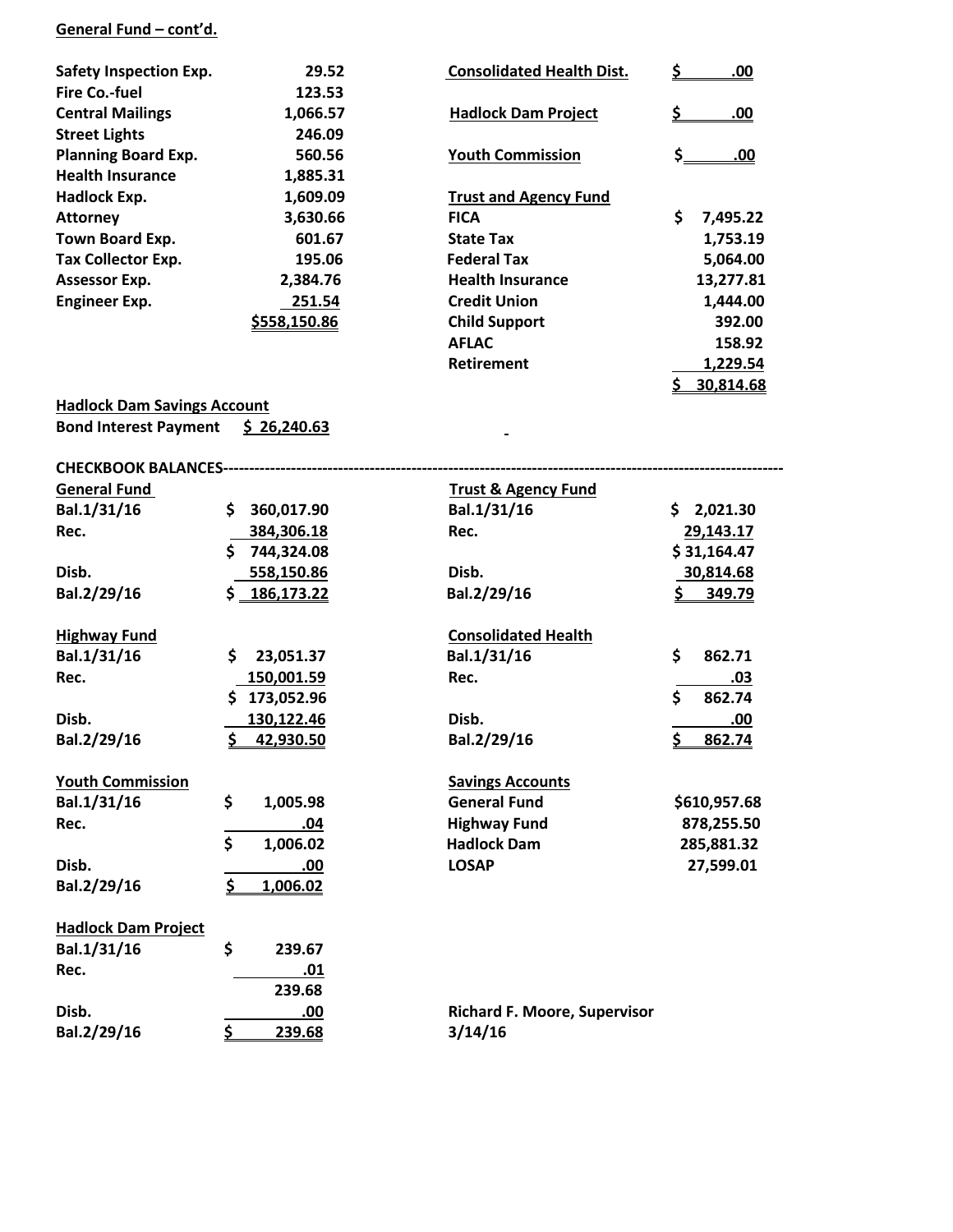**General Fund – cont'd.**

| | |
|---|---|
| Safety Inspection Exp. | 29.52 |
| Fire Co.-fuel | 123.53 |
| Central Mailings | 1,066.57 |
| Street Lights | 246.09 |
| Planning Board Exp. | 560.56 |
| Health Insurance | 1,885.31 |
| Hadlock Exp. | 1,609.09 |
| Attorney | 3,630.66 |
| Town Board Exp. | 601.67 |
| Tax Collector Exp. | 195.06 |
| Assessor Exp. | 2,384.76 |
| Engineer Exp. | 251.54 |
| | $558,150.86 |

| | |
|---|---|
| **Consolidated Health Dist.** | $ .00 |
| **Hadlock Dam Project** | $ .00 |
| **Youth Commission** | $ .00 |

**Trust and Agency Fund**

| | |
|---|---|
| FICA | $ 7,495.22 |
| State Tax | 1,753.19 |
| Federal Tax | 5,064.00 |
| Health Insurance | 13,277.81 |
| Credit Union | 1,444.00 |
| Child Support | 392.00 |
| AFLAC | 158.92 |
| Retirement | 1,229.54 |
| | $ 30,814.68 |

**Hadlock Dam Savings Account**

**Bond Interest Payment $ 26,240.63**

**CHECKBOOK BALANCES**

**General Fund**

| | |
|---|---|
| Bal.1/31/16 | $ 360,017.90 |
| Rec. | 384,306.18 |
| | $ 744,324.08 |
| Disb. | 558,150.86 |
| Bal.2/29/16 | $ 186,173.22 |

**Trust & Agency Fund**

| | |
|---|---|
| Bal.1/31/16 | $ 2,021.30 |
| Rec. | 29,143.17 |
| | $ 31,164.47 |
| Disb. | 30,814.68 |
| Bal.2/29/16 | $ 349.79 |

**Highway Fund**

| | |
|---|---|
| Bal.1/31/16 | $ 23,051.37 |
| Rec. | 150,001.59 |
| | $ 173,052.96 |
| Disb. | 130,122.46 |
| Bal.2/29/16 | $ 42,930.50 |

**Consolidated Health**

| | |
|---|---|
| Bal.1/31/16 | $ 862.71 |
| Rec. | .03 |
| | $ 862.74 |
| Disb. | .00 |
| Bal.2/29/16 | $ 862.74 |

**Youth Commission**

| | |
|---|---|
| Bal.1/31/16 | $ 1,005.98 |
| Rec. | .04 |
| | $ 1,006.02 |
| Disb. | .00 |
| Bal.2/29/16 | $ 1,006.02 |

**Savings Accounts**

| | |
|---|---|
| General Fund | $610,957.68 |
| Highway Fund | 878,255.50 |
| Hadlock Dam | 285,881.32 |
| LOSAP | 27,599.01 |

**Hadlock Dam Project**

| | |
|---|---|
| Bal.1/31/16 | $ 239.67 |
| Rec. | .01 |
| | 239.68 |
| Disb. | .00 |
| Bal.2/29/16 | $ 239.68 |

**Richard F. Moore, Supervisor**
**3/14/16**